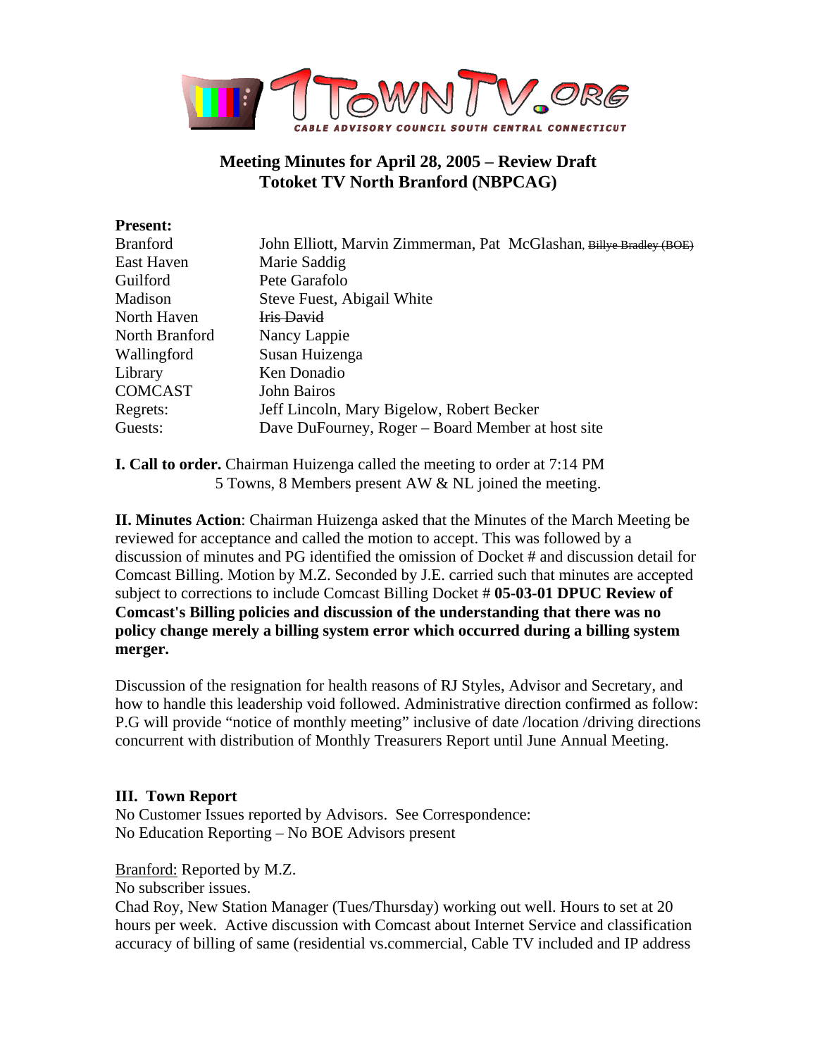1TOWNTV.ORG
CABLE ADVISORY COUNCIL SOUTH CENTRAL CONNECTICUT

# Meeting Minutes for April 28, 2005 – Review Draft
## Totoket TV North Branford (NBPCAG)

**Present:**

| | |
|---|---|
| Branford | John Elliott, Marvin Zimmerman, Pat McGlashan, ~~Billye Bradley (BOE)~~ |
| East Haven | Marie Saddig |
| Guilford | Pete Garafolo |
| Madison | Steve Fuest, Abigail White |
| North Haven | ~~Iris David~~ |
| North Branford | Nancy Lappie |
| Wallingford | Susan Huizenga |
| Library | Ken Donadio |
| COMCAST | John Bairos |
| Regrets: | Jeff Lincoln, Mary Bigelow, Robert Becker |
| Guests: | Dave DuFourney, Roger – Board Member at host site |

**I. Call to order.** Chairman Huizenga called the meeting to order at 7:14 PM 5 Towns, 8 Members present AW & NL joined the meeting.

**II. Minutes Action**: Chairman Huizenga asked that the Minutes of the March Meeting be reviewed for acceptance and called the motion to accept. This was followed by a discussion of minutes and PG identified the omission of Docket # and discussion detail for Comcast Billing. Motion by M.Z. Seconded by J.E. carried such that minutes are accepted subject to corrections to include Comcast Billing Docket # **05-03-01 DPUC Review of Comcast's Billing policies and discussion of the understanding that there was no policy change merely a billing system error which occurred during a billing system merger.**

Discussion of the resignation for health reasons of RJ Styles, Advisor and Secretary, and how to handle this leadership void followed. Administrative direction confirmed as follow: P.G will provide "notice of monthly meeting" inclusive of date /location /driving directions concurrent with distribution of Monthly Treasurers Report until June Annual Meeting.

### III. Town Report

No Customer Issues reported by Advisors. See Correspondence:
No Education Reporting – No BOE Advisors present

Branford: Reported by M.Z.
No subscriber issues.
Chad Roy, New Station Manager (Tues/Thursday) working out well. Hours to set at 20 hours per week. Active discussion with Comcast about Internet Service and classification accuracy of billing of same (residential vs.commercial, Cable TV included and IP address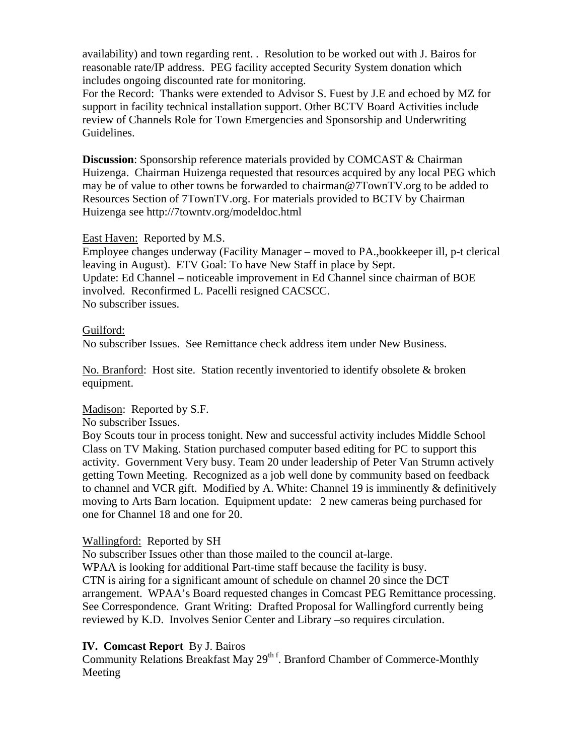availability) and town regarding rent. .  Resolution to be worked out with J. Bairos for reasonable rate/IP address.  PEG facility accepted Security System donation which includes ongoing discounted rate for monitoring.
For the Record:  Thanks were extended to Advisor S. Fuest by J.E and echoed by MZ for support in facility technical installation support. Other BCTV Board Activities include review of Channels Role for Town Emergencies and Sponsorship and Underwriting Guidelines.

**Discussion**: Sponsorship reference materials provided by COMCAST & Chairman Huizenga.  Chairman Huizenga requested that resources acquired by any local PEG which may be of value to other towns be forwarded to chairman@7TownTV.org to be added to Resources Section of 7TownTV.org. For materials provided to BCTV by Chairman Huizenga see http://7towntv.org/modeldoc.html

East Haven:  Reported by M.S.
Employee changes underway (Facility Manager – moved to PA.,bookkeeper ill, p-t clerical leaving in August).  ETV Goal: To have New Staff in place by Sept.
Update: Ed Channel – noticeable improvement in Ed Channel since chairman of BOE involved.  Reconfirmed L. Pacelli resigned CACSCC.
No subscriber issues.

Guilford:
No subscriber Issues.  See Remittance check address item under New Business.

No. Branford:  Host site.  Station recently inventoried to identify obsolete & broken equipment.

Madison:  Reported by S.F.
No subscriber Issues.
Boy Scouts tour in process tonight. New and successful activity includes Middle School Class on TV Making. Station purchased computer based editing for PC to support this activity.  Government Very busy. Team 20 under leadership of Peter Van Strumn actively getting Town Meeting.  Recognized as a job well done by community based on feedback to channel and VCR gift.  Modified by A. White: Channel 19 is imminently & definitively moving to Arts Barn location.  Equipment update:   2 new cameras being purchased for one for Channel 18 and one for 20.

Wallingford:  Reported by SH
No subscriber Issues other than those mailed to the council at-large.
WPAA is looking for additional Part-time staff because the facility is busy.
CTN is airing for a significant amount of schedule on channel 20 since the DCT arrangement.  WPAA's Board requested changes in Comcast PEG Remittance processing.  See Correspondence.  Grant Writing:  Drafted Proposal for Wallingford currently being reviewed by K.D.  Involves Senior Center and Library –so requires circulation.

**IV.  Comcast Report**  By J. Bairos
Community Relations Breakfast May 29th f. Branford Chamber of Commerce-Monthly Meeting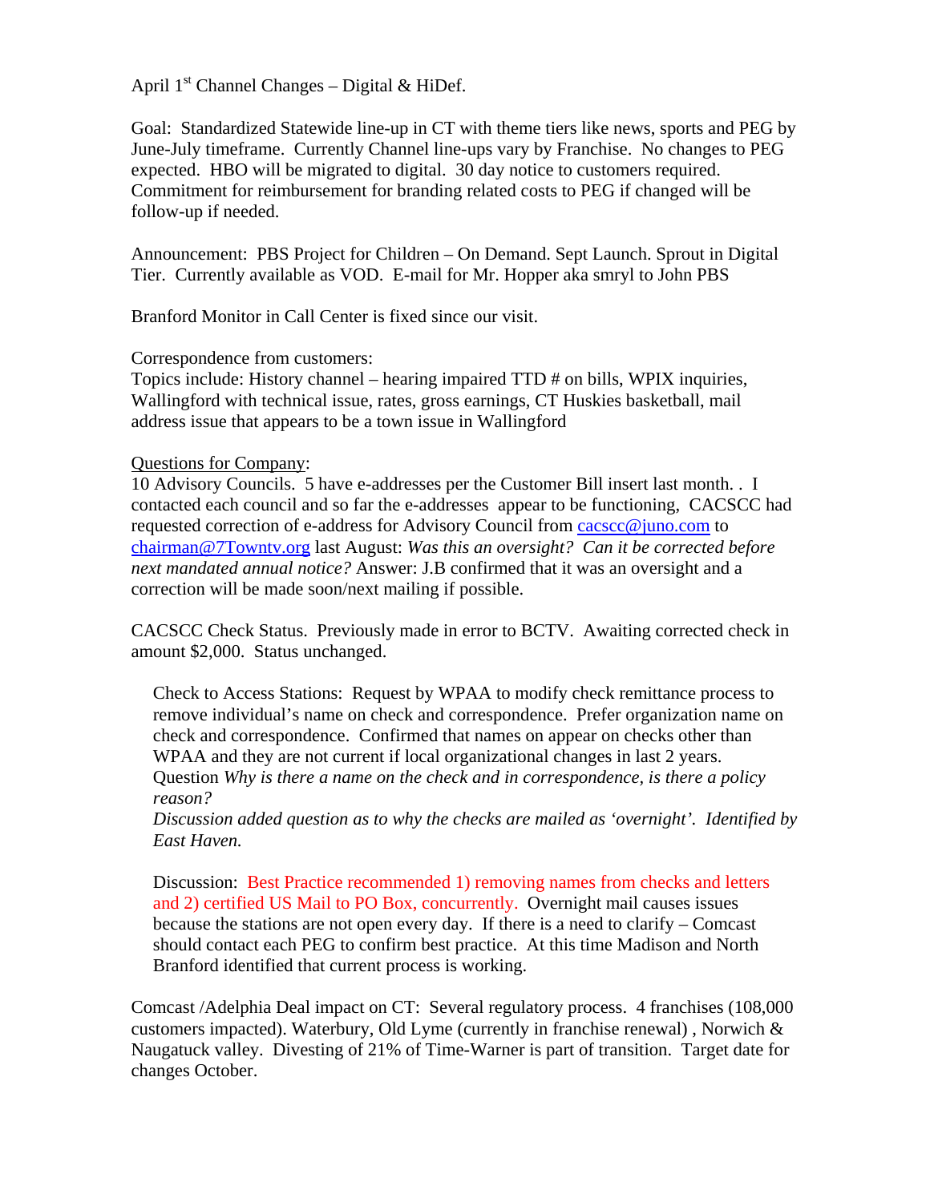April 1st Channel Changes – Digital & HiDef.

Goal: Standardized Statewide line-up in CT with theme tiers like news, sports and PEG by June-July timeframe. Currently Channel line-ups vary by Franchise. No changes to PEG expected. HBO will be migrated to digital. 30 day notice to customers required. Commitment for reimbursement for branding related costs to PEG if changed will be follow-up if needed.

Announcement: PBS Project for Children – On Demand. Sept Launch. Sprout in Digital Tier. Currently available as VOD. E-mail for Mr. Hopper aka smryl to John PBS

Branford Monitor in Call Center is fixed since our visit.

Correspondence from customers:
Topics include: History channel – hearing impaired TTD # on bills, WPIX inquiries, Wallingford with technical issue, rates, gross earnings, CT Huskies basketball, mail address issue that appears to be a town issue in Wallingford

<u>Questions for Company</u>:
10 Advisory Councils. 5 have e-addresses per the Customer Bill insert last month. . I contacted each council and so far the e-addresses appear to be functioning, CACSCC had requested correction of e-address for Advisory Council from cacscc@juno.com to chairman@7Towntv.org last August: *Was this an oversight? Can it be corrected before next mandated annual notice?* Answer: J.B confirmed that it was an oversight and a correction will be made soon/next mailing if possible.

CACSCC Check Status. Previously made in error to BCTV. Awaiting corrected check in amount $2,000. Status unchanged.

> Check to Access Stations: Request by WPAA to modify check remittance process to remove individual's name on check and correspondence. Prefer organization name on check and correspondence. Confirmed that names on appear on checks other than WPAA and they are not current if local organizational changes in last 2 years. Question *Why is there a name on the check and in correspondence, is there a policy reason?*
> *Discussion added question as to why the checks are mailed as 'overnight'. Identified by East Haven.*
>
> Discussion: Best Practice recommended 1) removing names from checks and letters and 2) certified US Mail to PO Box, concurrently. Overnight mail causes issues because the stations are not open every day. If there is a need to clarify – Comcast should contact each PEG to confirm best practice. At this time Madison and North Branford identified that current process is working.

Comcast /Adelphia Deal impact on CT: Several regulatory process. 4 franchises (108,000 customers impacted). Waterbury, Old Lyme (currently in franchise renewal) , Norwich & Naugatuck valley. Divesting of 21% of Time-Warner is part of transition. Target date for changes October.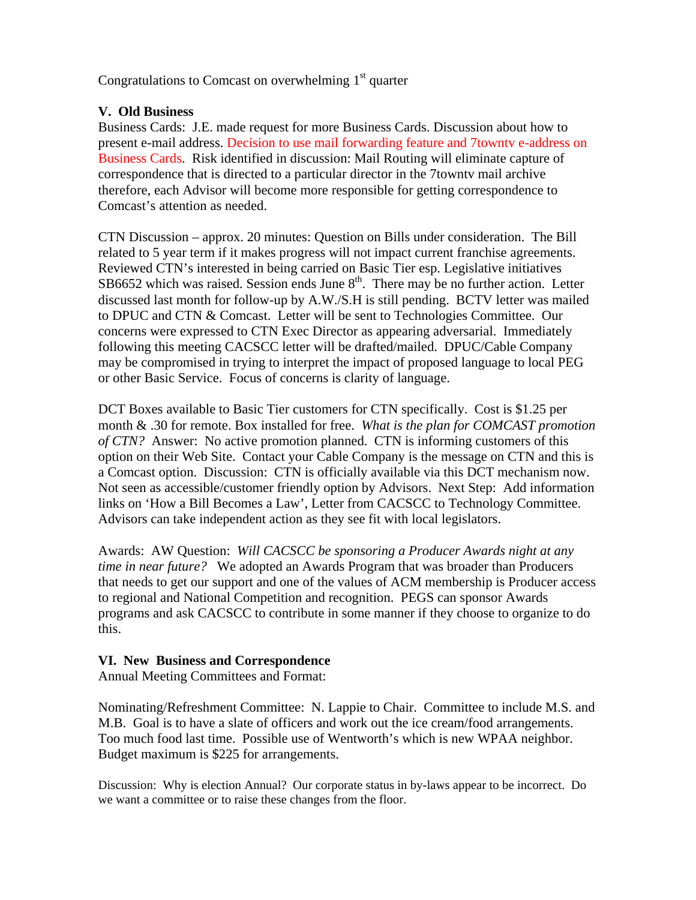Congratulations to Comcast on overwhelming 1st quarter

**V. Old Business**

Business Cards: J.E. made request for more Business Cards. Discussion about how to present e-mail address. Decision to use mail forwarding feature and 7towntv e-address on Business Cards. Risk identified in discussion: Mail Routing will eliminate capture of correspondence that is directed to a particular director in the 7towntv mail archive therefore, each Advisor will become more responsible for getting correspondence to Comcast's attention as needed.

CTN Discussion – approx. 20 minutes: Question on Bills under consideration. The Bill related to 5 year term if it makes progress will not impact current franchise agreements. Reviewed CTN's interested in being carried on Basic Tier esp. Legislative initiatives SB6652 which was raised. Session ends June 8th. There may be no further action. Letter discussed last month for follow-up by A.W./S.H is still pending. BCTV letter was mailed to DPUC and CTN & Comcast. Letter will be sent to Technologies Committee. Our concerns were expressed to CTN Exec Director as appearing adversarial. Immediately following this meeting CACSCC letter will be drafted/mailed. DPUC/Cable Company may be compromised in trying to interpret the impact of proposed language to local PEG or other Basic Service. Focus of concerns is clarity of language.

DCT Boxes available to Basic Tier customers for CTN specifically. Cost is $1.25 per month & .30 for remote. Box installed for free. *What is the plan for COMCAST promotion of CTN?* Answer: No active promotion planned. CTN is informing customers of this option on their Web Site. Contact your Cable Company is the message on CTN and this is a Comcast option. Discussion: CTN is officially available via this DCT mechanism now. Not seen as accessible/customer friendly option by Advisors. Next Step: Add information links on 'How a Bill Becomes a Law', Letter from CACSCC to Technology Committee. Advisors can take independent action as they see fit with local legislators.

Awards: AW Question: *Will CACSCC be sponsoring a Producer Awards night at any time in near future?* We adopted an Awards Program that was broader than Producers that needs to get our support and one of the values of ACM membership is Producer access to regional and National Competition and recognition. PEGS can sponsor Awards programs and ask CACSCC to contribute in some manner if they choose to organize to do this.

**VI. New Business and Correspondence**

Annual Meeting Committees and Format:

Nominating/Refreshment Committee: N. Lappie to Chair. Committee to include M.S. and M.B. Goal is to have a slate of officers and work out the ice cream/food arrangements. Too much food last time. Possible use of Wentworth's which is new WPAA neighbor. Budget maximum is $225 for arrangements.

Discussion: Why is election Annual? Our corporate status in by-laws appear to be incorrect. Do we want a committee or to raise these changes from the floor.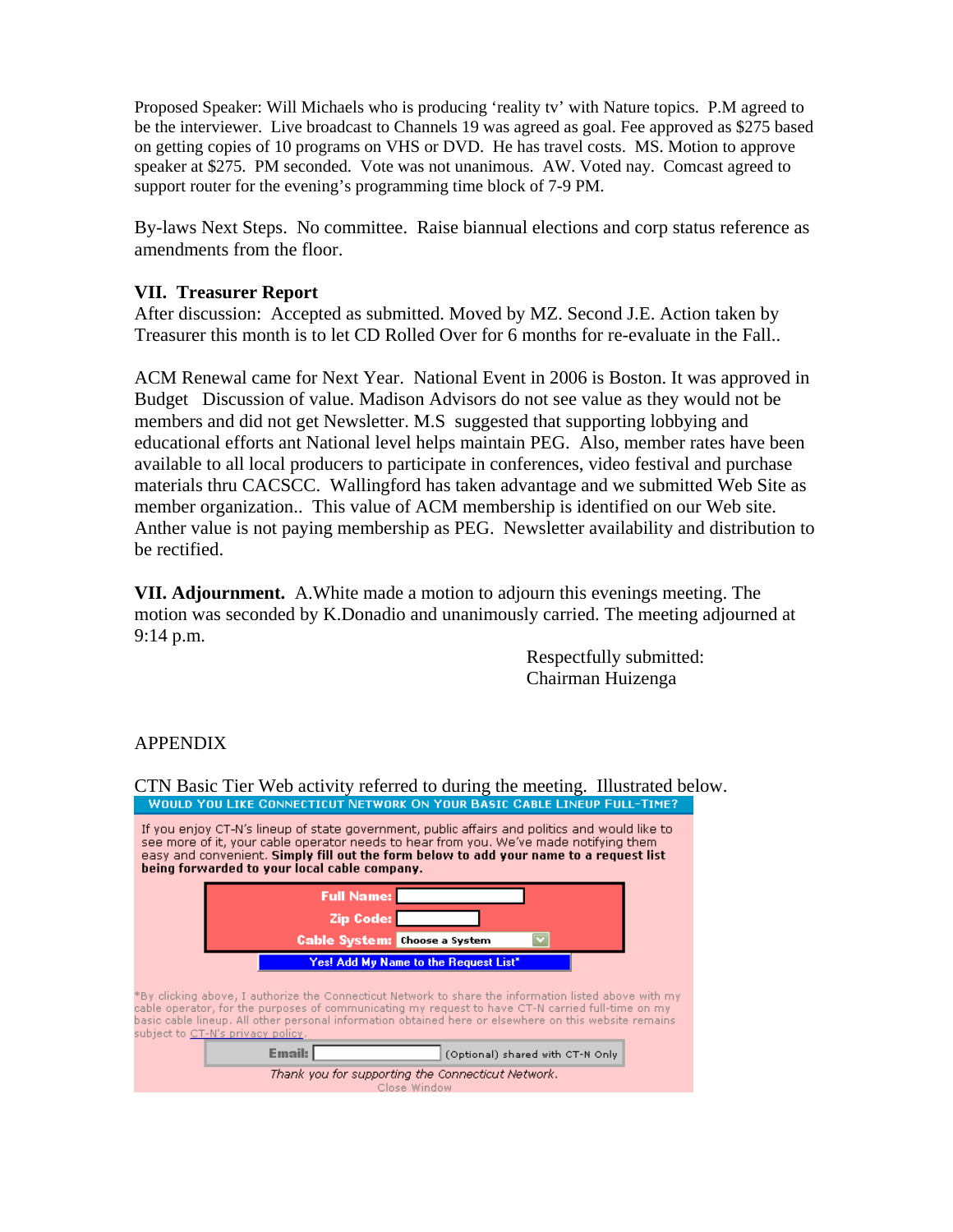Proposed Speaker: Will Michaels who is producing 'reality tv' with Nature topics. P.M agreed to be the interviewer. Live broadcast to Channels 19 was agreed as goal. Fee approved as $275 based on getting copies of 10 programs on VHS or DVD. He has travel costs. MS. Motion to approve speaker at $275. PM seconded. Vote was not unanimous. AW. Voted nay. Comcast agreed to support router for the evening's programming time block of 7-9 PM.

By-laws Next Steps. No committee. Raise biannual elections and corp status reference as amendments from the floor.

**VII. Treasurer Report**

After discussion: Accepted as submitted. Moved by MZ. Second J.E. Action taken by Treasurer this month is to let CD Rolled Over for 6 months for re-evaluate in the Fall..

ACM Renewal came for Next Year. National Event in 2006 is Boston. It was approved in Budget Discussion of value. Madison Advisors do not see value as they would not be members and did not get Newsletter. M.S suggested that supporting lobbying and educational efforts ant National level helps maintain PEG. Also, member rates have been available to all local producers to participate in conferences, video festival and purchase materials thru CACSCC. Wallingford has taken advantage and we submitted Web Site as member organization.. This value of ACM membership is identified on our Web site. Anther value is not paying membership as PEG. Newsletter availability and distribution to be rectified.

**VII. Adjournment.** A.White made a motion to adjourn this evenings meeting. The motion was seconded by K.Donadio and unanimously carried. The meeting adjourned at 9:14 p.m.

Respectfully submitted:
Chairman Huizenga

APPENDIX

CTN Basic Tier Web activity referred to during the meeting. Illustrated below.

WOULD YOU LIKE CONNECTICUT NETWORK ON YOUR BASIC CABLE LINEUP FULL-TIME?

If you enjoy CT-N's lineup of state government, public affairs and politics and would like to see more of it, your cable operator needs to hear from you. We've made notifying them easy and convenient. **Simply fill out the form below to add your name to a request list being forwarded to your local cable company.**

Full Name:

Zip Code:

Cable System: Choose a System

Yes! Add My Name to the Request List*

*By clicking above, I authorize the Connecticut Network to share the information listed above with my cable operator, for the purposes of communicating my request to have CT-N carried full-time on my basic cable lineup. All other personal information obtained here or elsewhere on this website remains subject to CT-N's privacy policy.

Email: (Optional) shared with CT-N Only

*Thank you for supporting the Connecticut Network.*

Close Window